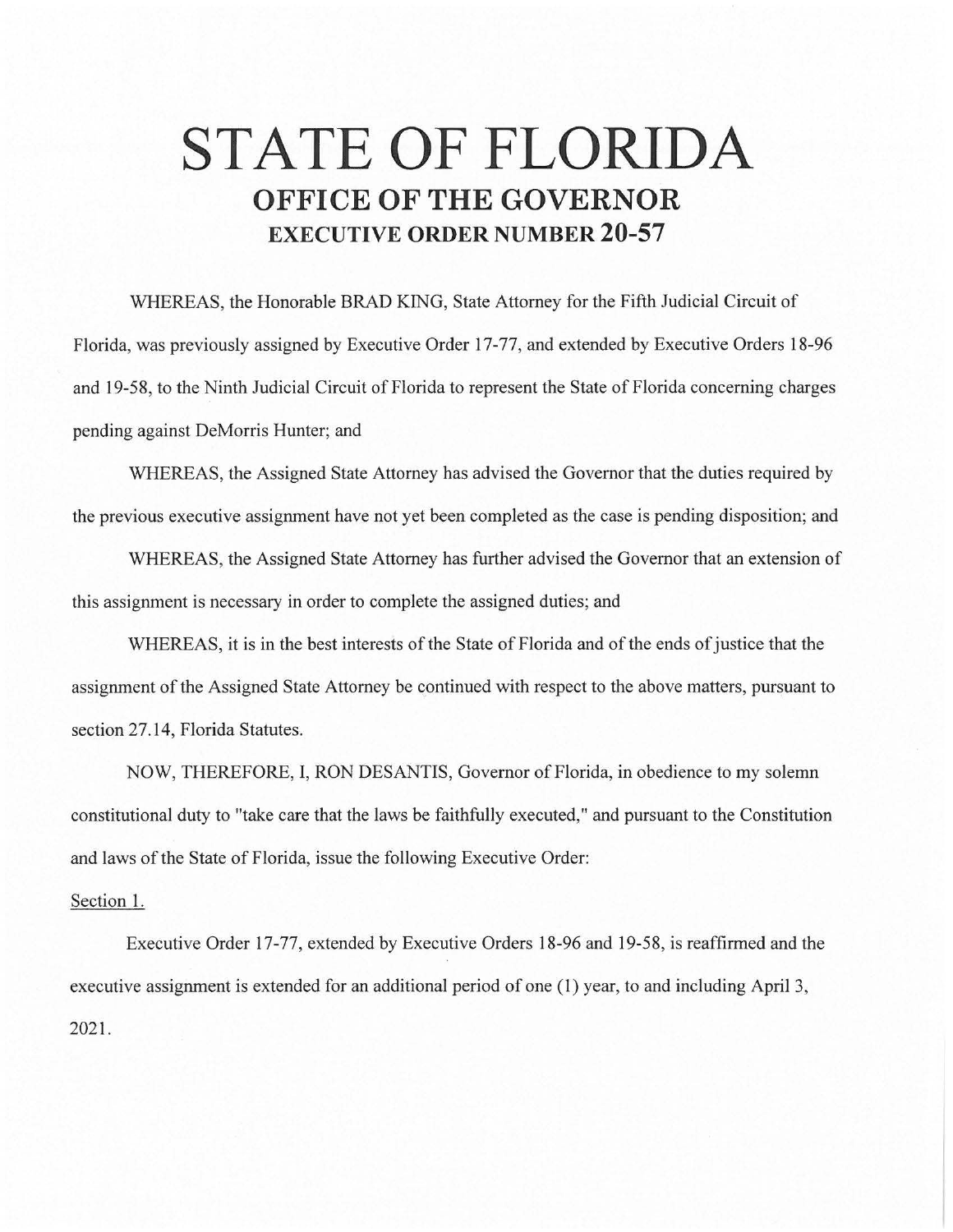# STATE OF FLORIDA

## OFFICE OF THE GOVERNOR

### EXECUTIVE ORDER NUMBER 20-57

WHEREAS, the Honorable BRAD KING, State Attorney for the Fifth Judicial Circuit of Florida, was previously assigned by Executive Order 17-77, and extended by Executive Orders 18-96 and 19-58, to the Ninth Judicial Circuit of Florida to represent the State of Florida concerning charges pending against DeMorris Hunter; and

WHEREAS, the Assigned State Attorney has advised the Governor that the duties required by the previous executive assignment have not yet been completed as the case is pending disposition; and

WHEREAS, the Assigned State Attorney has further advised the Governor that an extension of this assignment is necessary in order to complete the assigned duties; and

WHEREAS, it is in the best interests of the State of Florida and of the ends of justice that the assignment of the Assigned State Attorney be continued with respect to the above matters, pursuant to section 27.14, Florida Statutes.

NOW, THEREFORE, I, RON DESANTIS, Governor of Florida, in obedience to my solemn constitutional duty to "take care that the laws be faithfully executed," and pursuant to the Constitution and laws of the State of Florida, issue the following Executive Order:

Section 1.

Executive Order 17-77, extended by Executive Orders 18-96 and 19-58, is reaffirmed and the executive assignment is extended for an additional period of one (1) year, to and including April 3, 2021.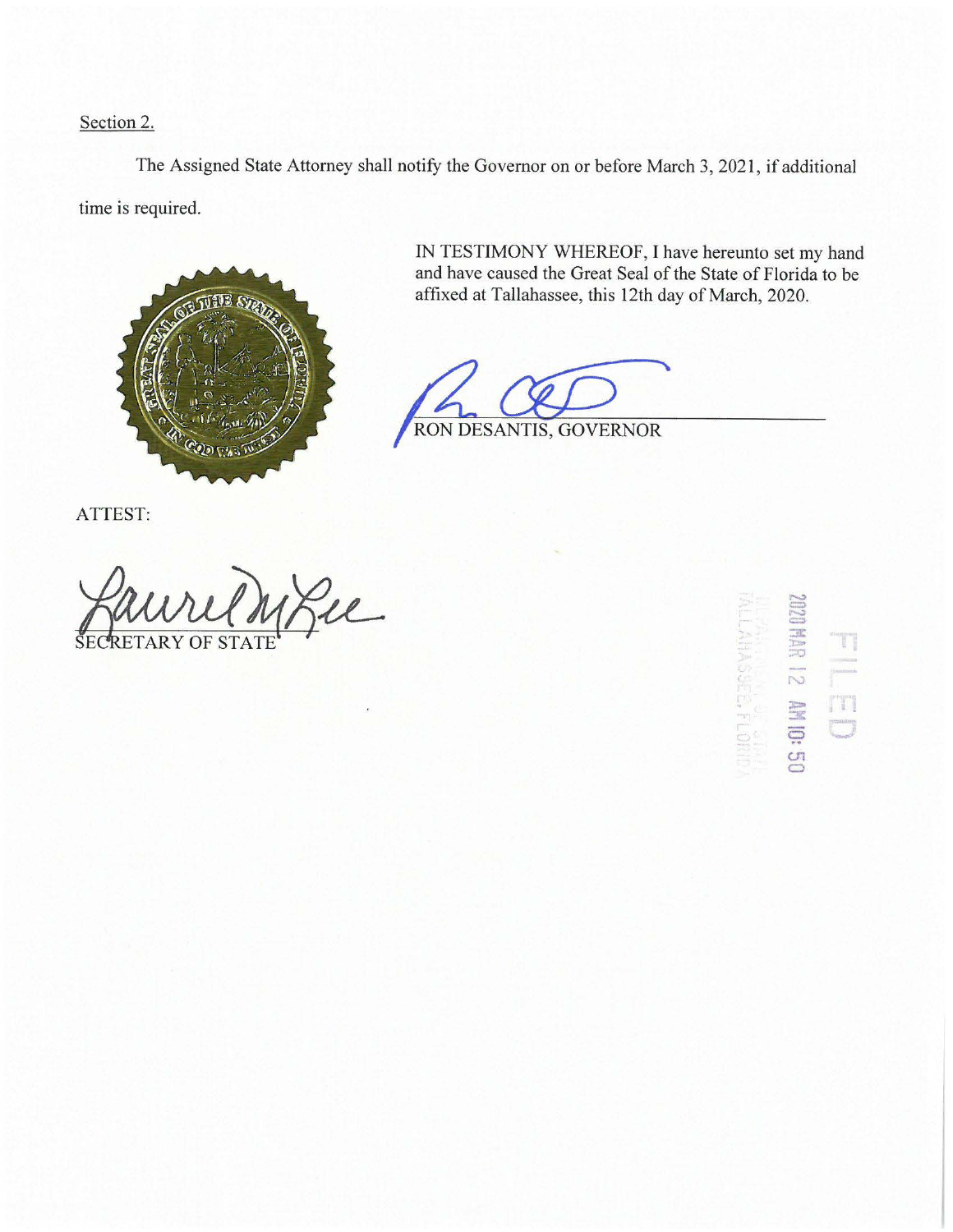Section 2.

The Assigned State Attorney shall notify the Governor on or before March 3, 2021, if additional time is required.

IN TESTIMONY WHEREOF, I have hereunto set my hand and have caused the Great Seal of the State of Florida to be affixed at Tallahassee, this 12th day of March, 2020.

RON DESANTIS, GOVERNOR

ATTEST:

SECRETARY OF STATE

FILED

2020 MAR 12 AM 10:50

DEPARTMENT OF STATE
TALLAHASSEE, FLORIDA